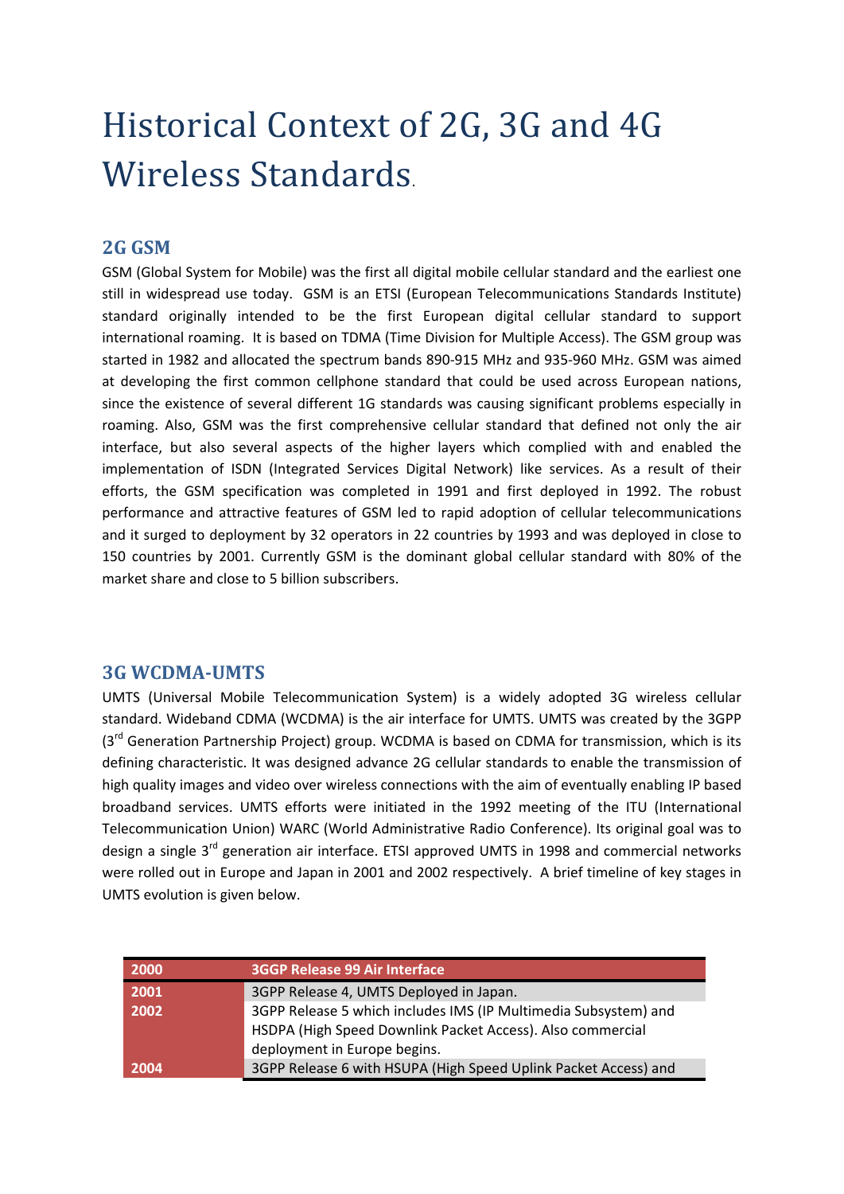# Historical Context of 2G, 3G and 4G Wireless Standards.

## 2G GSM

GSM (Global System for Mobile) was the first all digital mobile cellular standard and the earliest one still in widespread use today. GSM is an ETSI (European Telecommunications Standards Institute) standard originally intended to be the first European digital cellular standard to support international roaming. It is based on TDMA (Time Division for Multiple Access). The GSM group was started in 1982 and allocated the spectrum bands 890-915 MHz and 935-960 MHz. GSM was aimed at developing the first common cellphone standard that could be used across European nations, since the existence of several different 1G standards was causing significant problems especially in roaming. Also, GSM was the first comprehensive cellular standard that defined not only the air interface, but also several aspects of the higher layers which complied with and enabled the implementation of ISDN (Integrated Services Digital Network) like services. As a result of their efforts, the GSM specification was completed in 1991 and first deployed in 1992. The robust performance and attractive features of GSM led to rapid adoption of cellular telecommunications and it surged to deployment by 32 operators in 22 countries by 1993 and was deployed in close to 150 countries by 2001. Currently GSM is the dominant global cellular standard with 80% of the market share and close to 5 billion subscribers.

## 3G WCDMA-UMTS

UMTS (Universal Mobile Telecommunication System) is a widely adopted 3G wireless cellular standard. Wideband CDMA (WCDMA) is the air interface for UMTS. UMTS was created by the 3GPP (3rd Generation Partnership Project) group. WCDMA is based on CDMA for transmission, which is its defining characteristic. It was designed advance 2G cellular standards to enable the transmission of high quality images and video over wireless connections with the aim of eventually enabling IP based broadband services. UMTS efforts were initiated in the 1992 meeting of the ITU (International Telecommunication Union) WARC (World Administrative Radio Conference). Its original goal was to design a single 3rd generation air interface. ETSI approved UMTS in 1998 and commercial networks were rolled out in Europe and Japan in 2001 and 2002 respectively. A brief timeline of key stages in UMTS evolution is given below.

| 2000 | 3GGP Release 99 Air Interface |
|---|---|
| 2001 | 3GPP Release 4, UMTS Deployed in Japan. |
| 2002 | 3GPP Release 5 which includes IMS (IP Multimedia Subsystem) and HSDPA (High Speed Downlink Packet Access). Also commercial deployment in Europe begins. |
| 2004 | 3GPP Release 6 with HSUPA (High Speed Uplink Packet Access) and |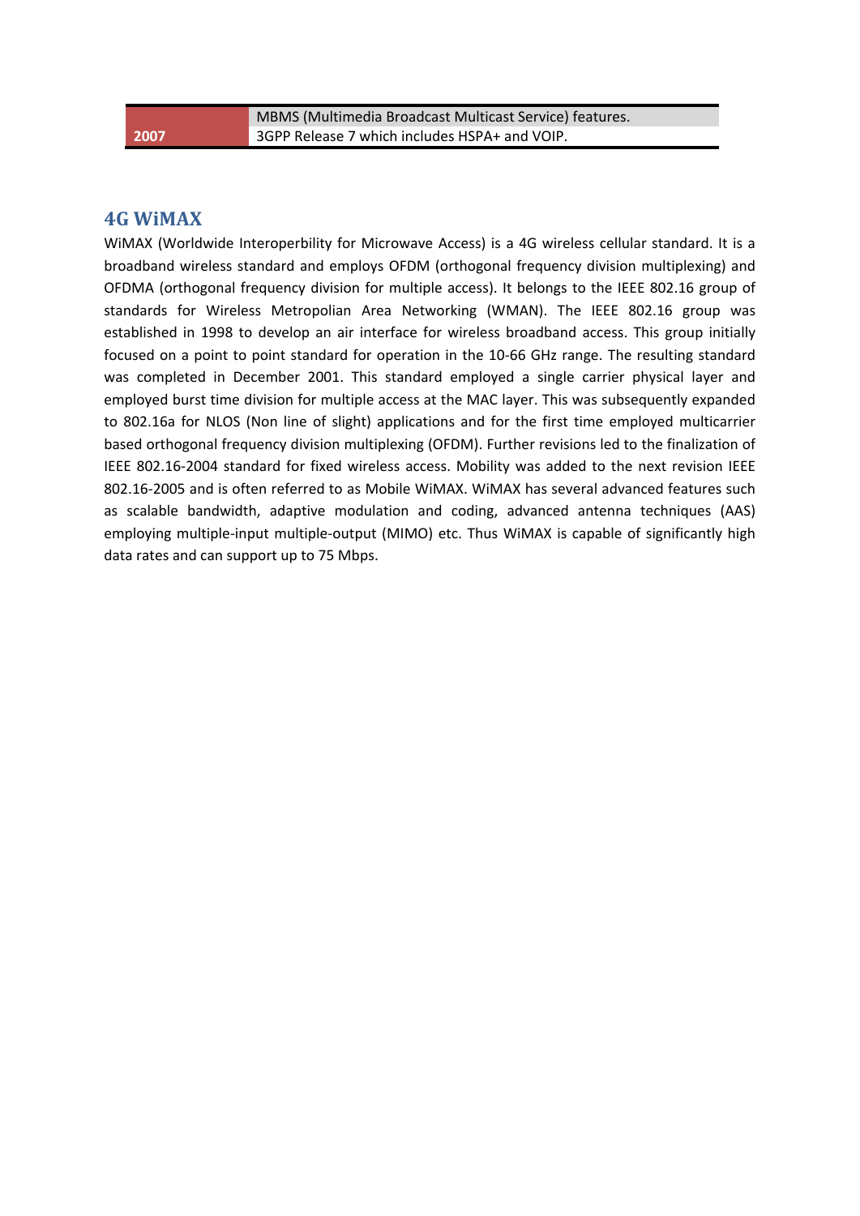| | |
|---|---|
| | MBMS (Multimedia Broadcast Multicast Service) features. |
| **2007** | 3GPP Release 7 which includes HSPA+ and VOIP. |

## 4G WiMAX

WiMAX (Worldwide Interoperbility for Microwave Access) is a 4G wireless cellular standard. It is a broadband wireless standard and employs OFDM (orthogonal frequency division multiplexing) and OFDMA (orthogonal frequency division for multiple access). It belongs to the IEEE 802.16 group of standards for Wireless Metropolian Area Networking (WMAN). The IEEE 802.16 group was established in 1998 to develop an air interface for wireless broadband access. This group initially focused on a point to point standard for operation in the 10-66 GHz range. The resulting standard was completed in December 2001. This standard employed a single carrier physical layer and employed burst time division for multiple access at the MAC layer. This was subsequently expanded to 802.16a for NLOS (Non line of slight) applications and for the first time employed multicarrier based orthogonal frequency division multiplexing (OFDM). Further revisions led to the finalization of IEEE 802.16-2004 standard for fixed wireless access. Mobility was added to the next revision IEEE 802.16-2005 and is often referred to as Mobile WiMAX. WiMAX has several advanced features such as scalable bandwidth, adaptive modulation and coding, advanced antenna techniques (AAS) employing multiple-input multiple-output (MIMO) etc. Thus WiMAX is capable of significantly high data rates and can support up to 75 Mbps.